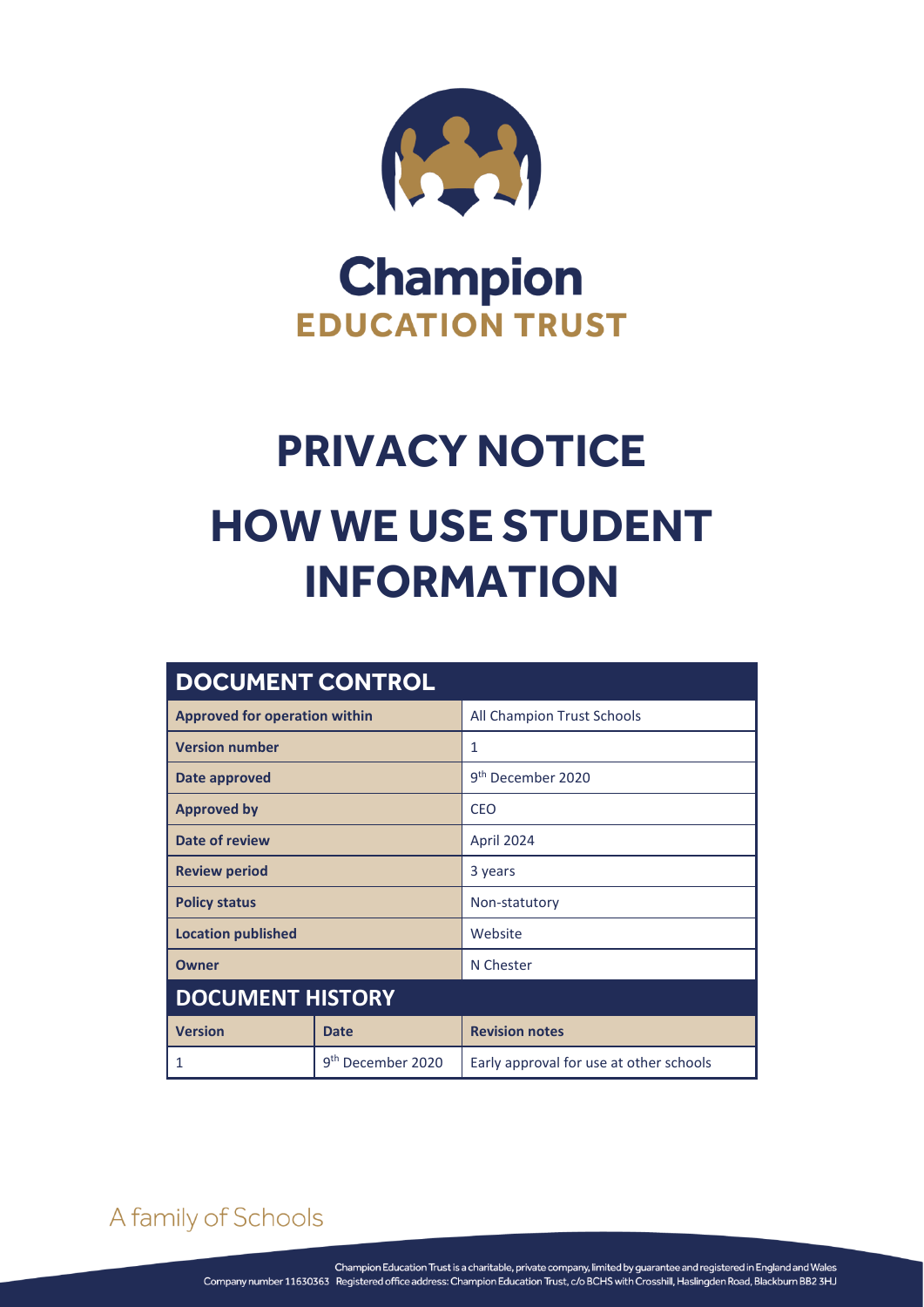Champion

EDUCATION TRUST

# PRIVACY NOTICE

# HOW WE USE STUDENT INFORMATION

| DOCUMENT CONTROL | | |
|---|---|---|
| **Approved for operation within** | | All Champion Trust Schools |
| **Version number** | | 1 |
| **Date approved** | | 9th December 2020 |
| **Approved by** | | CEO |
| **Date of review** | | April 2024 |
| **Review period** | | 3 years |
| **Policy status** | | Non-statutory |
| **Location published** | | Website |
| **Owner** | | N Chester |
| **DOCUMENT HISTORY** | | |
| **Version** | **Date** | **Revision notes** |
| 1 | 9th December 2020 | Early approval for use at other schools |

A family of Schools

Champion Education Trust is a charitable, private company, limited by guarantee and registered in England and Wales
Company number 11630363 Registered office address: Champion Education Trust, c/o BCHS with Crosshill, Haslingden Road, Blackburn BB2 3HJ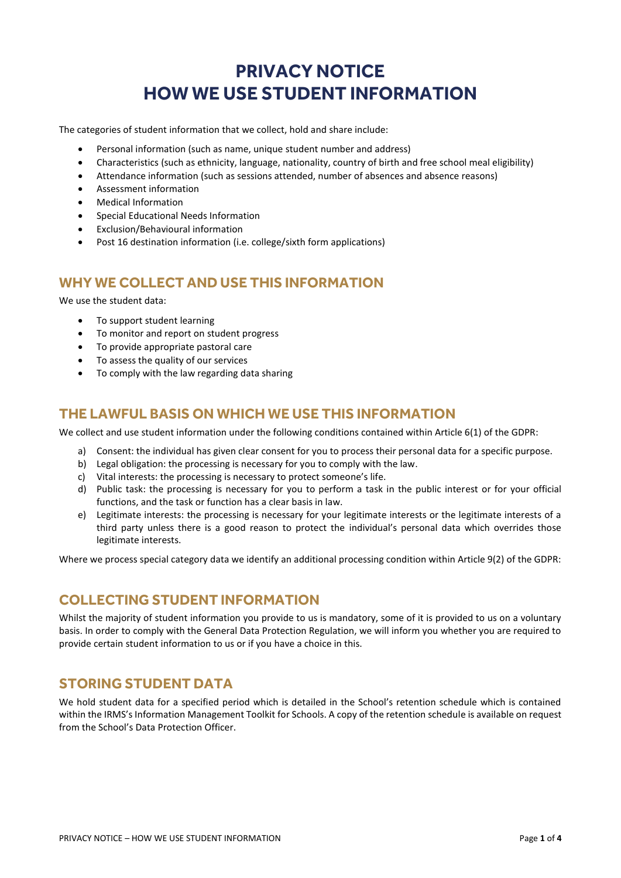# PRIVACY NOTICE HOW WE USE STUDENT INFORMATION

The categories of student information that we collect, hold and share include:

- Personal information (such as name, unique student number and address)
- Characteristics (such as ethnicity, language, nationality, country of birth and free school meal eligibility)
- Attendance information (such as sessions attended, number of absences and absence reasons)
- Assessment information
- Medical Information
- Special Educational Needs Information
- Exclusion/Behavioural information
- Post 16 destination information (i.e. college/sixth form applications)

## WHY WE COLLECT AND USE THIS INFORMATION

We use the student data:

- To support student learning
- To monitor and report on student progress
- To provide appropriate pastoral care
- To assess the quality of our services
- To comply with the law regarding data sharing

## THE LAWFUL BASIS ON WHICH WE USE THIS INFORMATION

We collect and use student information under the following conditions contained within Article 6(1) of the GDPR:

a) Consent: the individual has given clear consent for you to process their personal data for a specific purpose.
b) Legal obligation: the processing is necessary for you to comply with the law.
c) Vital interests: the processing is necessary to protect someone's life.
d) Public task: the processing is necessary for you to perform a task in the public interest or for your official functions, and the task or function has a clear basis in law.
e) Legitimate interests: the processing is necessary for your legitimate interests or the legitimate interests of a third party unless there is a good reason to protect the individual's personal data which overrides those legitimate interests.

Where we process special category data we identify an additional processing condition within Article 9(2) of the GDPR:

## COLLECTING STUDENT INFORMATION

Whilst the majority of student information you provide to us is mandatory, some of it is provided to us on a voluntary basis. In order to comply with the General Data Protection Regulation, we will inform you whether you are required to provide certain student information to us or if you have a choice in this.

## STORING STUDENT DATA

We hold student data for a specified period which is detailed in the School's retention schedule which is contained within the IRMS's Information Management Toolkit for Schools. A copy of the retention schedule is available on request from the School's Data Protection Officer.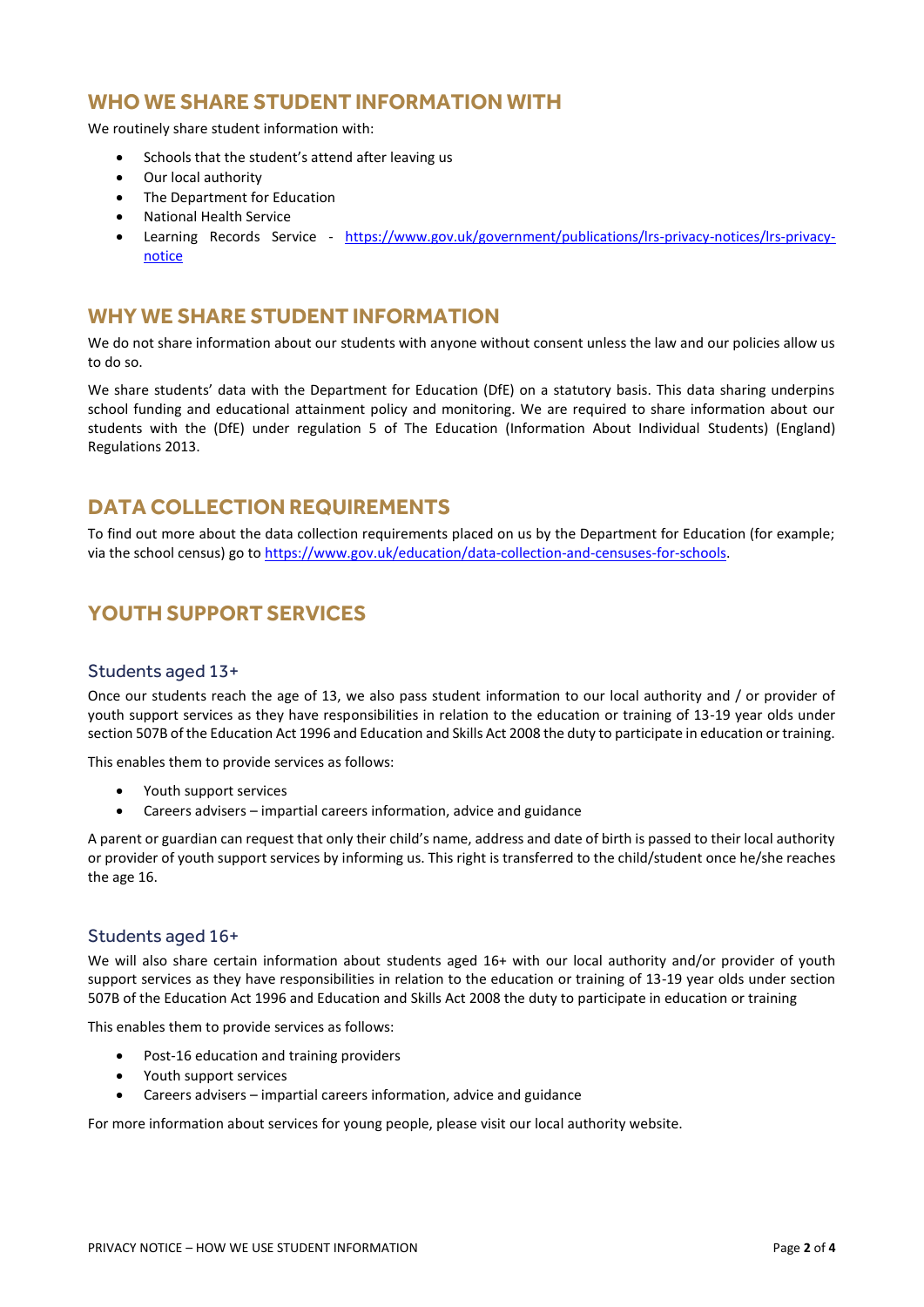## WHO WE SHARE STUDENT INFORMATION WITH

We routinely share student information with:

- Schools that the student's attend after leaving us
- Our local authority
- The Department for Education
- National Health Service
- Learning Records Service - [https://www.gov.uk/government/publications/lrs-privacy-notices/lrs-privacy-notice](https://www.gov.uk/government/publications/lrs-privacy-notices/lrs-privacy-notice)

## WHY WE SHARE STUDENT INFORMATION

We do not share information about our students with anyone without consent unless the law and our policies allow us to do so.

We share students' data with the Department for Education (DfE) on a statutory basis. This data sharing underpins school funding and educational attainment policy and monitoring. We are required to share information about our students with the (DfE) under regulation 5 of The Education (Information About Individual Students) (England) Regulations 2013.

## DATA COLLECTION REQUIREMENTS

To find out more about the data collection requirements placed on us by the Department for Education (for example; via the school census) go to [https://www.gov.uk/education/data-collection-and-censuses-for-schools](https://www.gov.uk/education/data-collection-and-censuses-for-schools).

## YOUTH SUPPORT SERVICES

### Students aged 13+

Once our students reach the age of 13, we also pass student information to our local authority and / or provider of youth support services as they have responsibilities in relation to the education or training of 13-19 year olds under section 507B of the Education Act 1996 and Education and Skills Act 2008 the duty to participate in education or training.

This enables them to provide services as follows:

- Youth support services
- Careers advisers – impartial careers information, advice and guidance

A parent or guardian can request that only their child's name, address and date of birth is passed to their local authority or provider of youth support services by informing us. This right is transferred to the child/student once he/she reaches the age 16.

### Students aged 16+

We will also share certain information about students aged 16+ with our local authority and/or provider of youth support services as they have responsibilities in relation to the education or training of 13-19 year olds under section 507B of the Education Act 1996 and Education and Skills Act 2008 the duty to participate in education or training

This enables them to provide services as follows:

- Post-16 education and training providers
- Youth support services
- Careers advisers – impartial careers information, advice and guidance

For more information about services for young people, please visit our local authority website.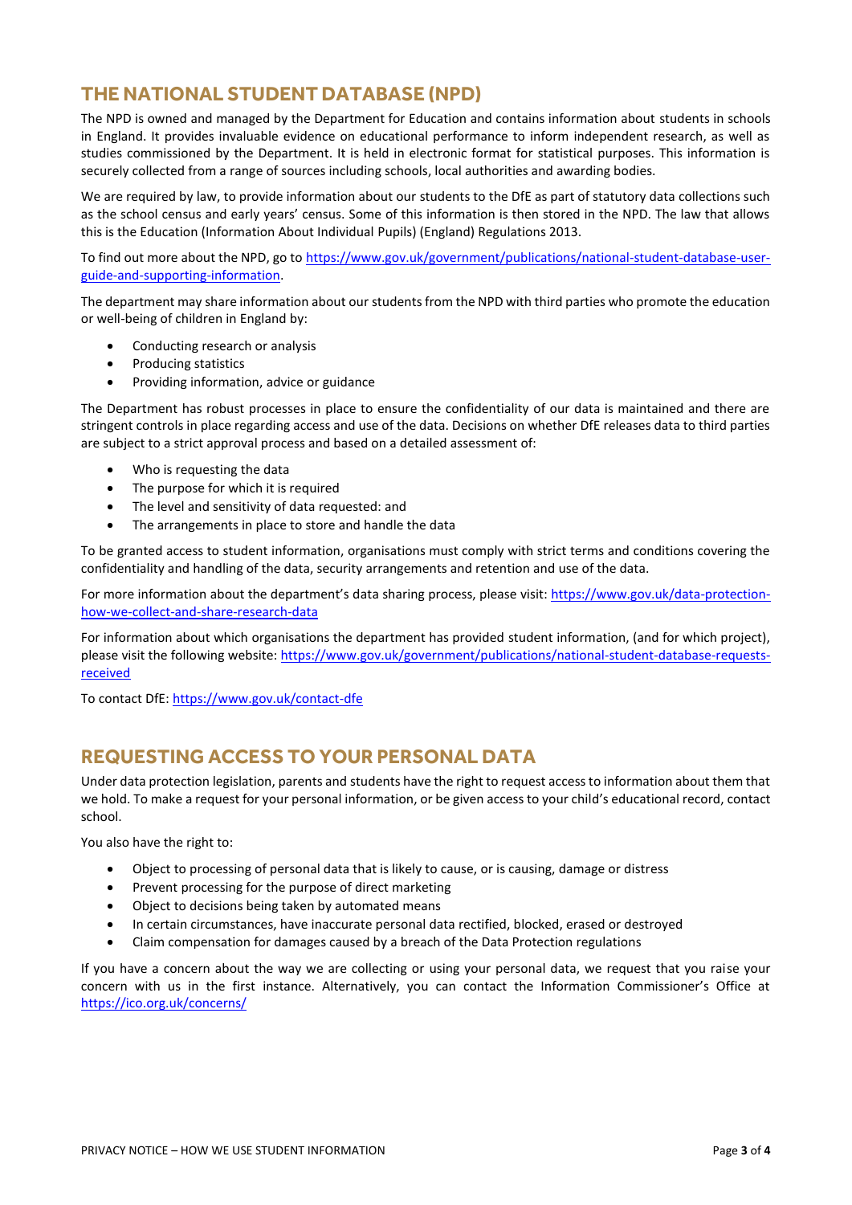## THE NATIONAL STUDENT DATABASE (NPD)

The NPD is owned and managed by the Department for Education and contains information about students in schools in England. It provides invaluable evidence on educational performance to inform independent research, as well as studies commissioned by the Department. It is held in electronic format for statistical purposes. This information is securely collected from a range of sources including schools, local authorities and awarding bodies.

We are required by law, to provide information about our students to the DfE as part of statutory data collections such as the school census and early years' census. Some of this information is then stored in the NPD. The law that allows this is the Education (Information About Individual Pupils) (England) Regulations 2013.

To find out more about the NPD, go to [https://www.gov.uk/government/publications/national-student-database-user-guide-and-supporting-information](https://www.gov.uk/government/publications/national-student-database-user-guide-and-supporting-information).

The department may share information about our students from the NPD with third parties who promote the education or well-being of children in England by:

- Conducting research or analysis
- Producing statistics
- Providing information, advice or guidance

The Department has robust processes in place to ensure the confidentiality of our data is maintained and there are stringent controls in place regarding access and use of the data. Decisions on whether DfE releases data to third parties are subject to a strict approval process and based on a detailed assessment of:

- Who is requesting the data
- The purpose for which it is required
- The level and sensitivity of data requested: and
- The arrangements in place to store and handle the data

To be granted access to student information, organisations must comply with strict terms and conditions covering the confidentiality and handling of the data, security arrangements and retention and use of the data.

For more information about the department's data sharing process, please visit: [https://www.gov.uk/data-protection-how-we-collect-and-share-research-data](https://www.gov.uk/data-protection-how-we-collect-and-share-research-data)

For information about which organisations the department has provided student information, (and for which project), please visit the following website: [https://www.gov.uk/government/publications/national-student-database-requests-received](https://www.gov.uk/government/publications/national-student-database-requests-received)

To contact DfE: [https://www.gov.uk/contact-dfe](https://www.gov.uk/contact-dfe)

## REQUESTING ACCESS TO YOUR PERSONAL DATA

Under data protection legislation, parents and students have the right to request access to information about them that we hold. To make a request for your personal information, or be given access to your child's educational record, contact school.

You also have the right to:

- Object to processing of personal data that is likely to cause, or is causing, damage or distress
- Prevent processing for the purpose of direct marketing
- Object to decisions being taken by automated means
- In certain circumstances, have inaccurate personal data rectified, blocked, erased or destroyed
- Claim compensation for damages caused by a breach of the Data Protection regulations

If you have a concern about the way we are collecting or using your personal data, we request that you raise your concern with us in the first instance. Alternatively, you can contact the Information Commissioner's Office at [https://ico.org.uk/concerns/](https://ico.org.uk/concerns/)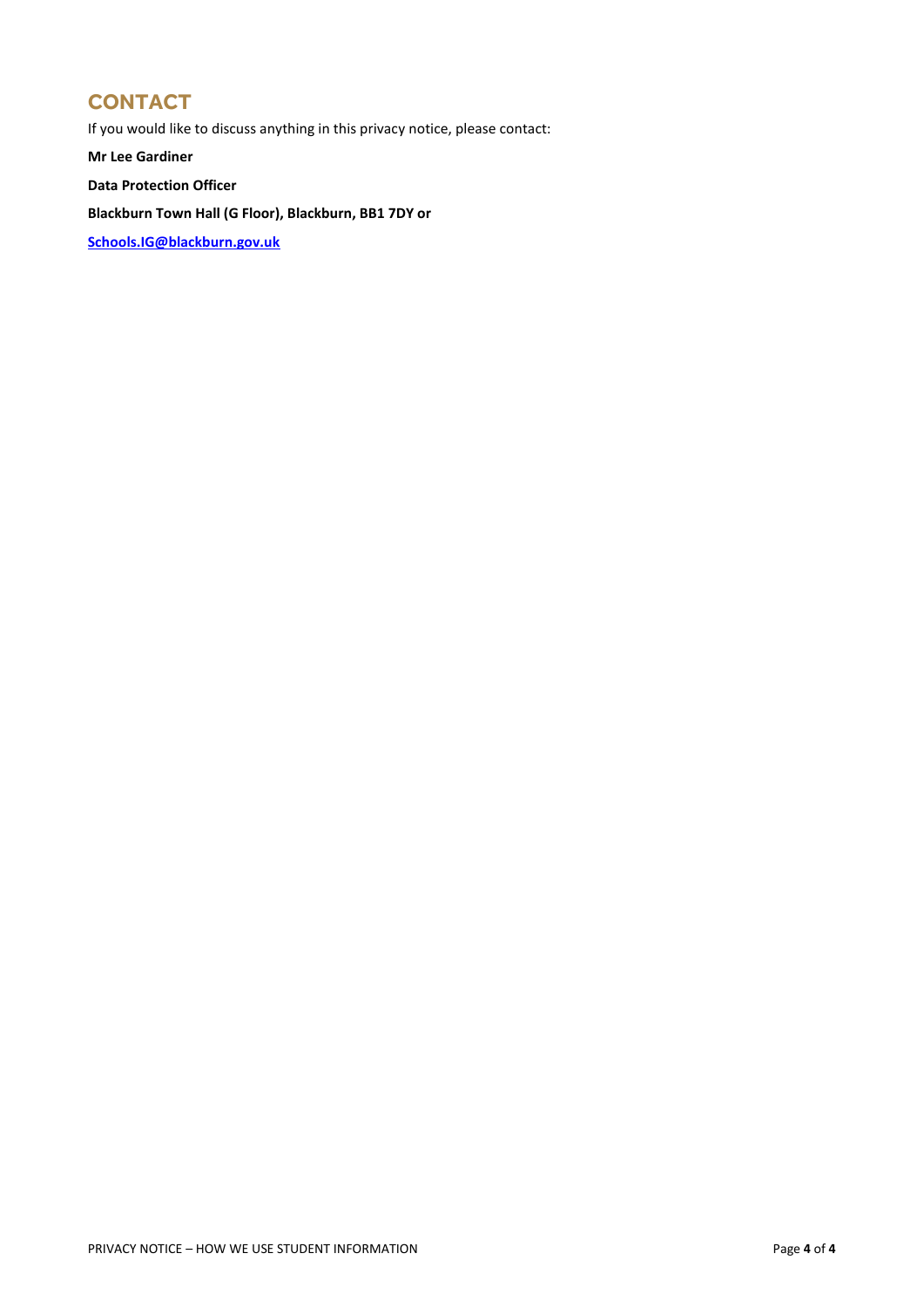## CONTACT

If you would like to discuss anything in this privacy notice, please contact:

**Mr Lee Gardiner**

**Data Protection Officer**

**Blackburn Town Hall (G Floor), Blackburn, BB1 7DY or**

**[Schools.IG@blackburn.gov.uk](mailto:Schools.IG@blackburn.gov.uk)**